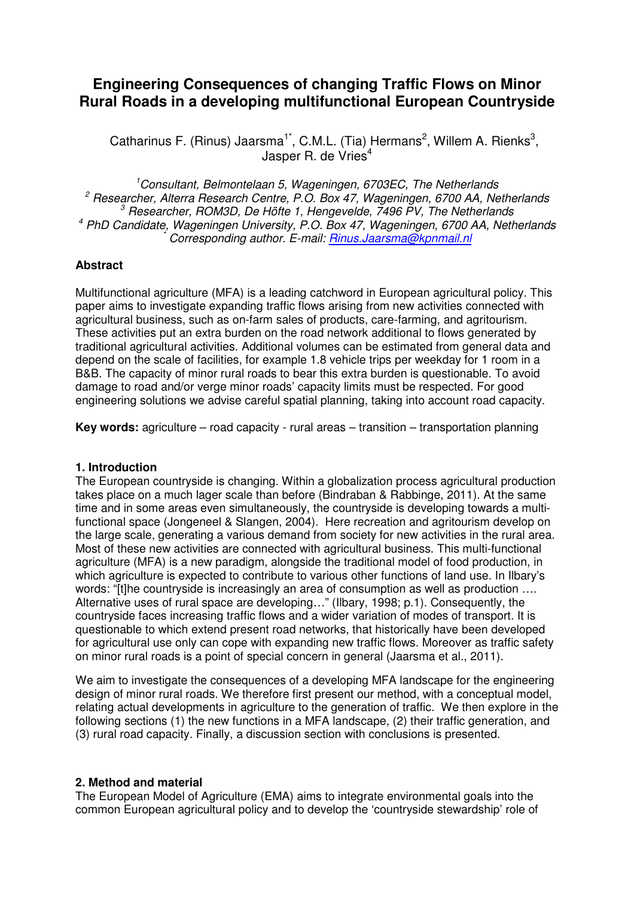# Engineering Consequences of changing Traffic Flows on Minor Rural Roads in a developing multifunctional European Countryside

Catharinus F. (Rinus) Jaarsma[1*], C.M.L. (Tia) Hermans[2], Willem A. Rienks[3], Jasper R. de Vries[4]

[1] *Consultant, Belmontelaan 5, Wageningen, 6703EC, The Netherlands*
[2] *Researcher, Alterra Research Centre, P.O. Box 47, Wageningen, 6700 AA, Netherlands*
[3] *Researcher, ROM3D, De Höfte 1, Hengevelde, 7496 PV, The Netherlands*
[4] *PhD Candidate, Wageningen University, P.O. Box 47, Wageningen, 6700 AA, Netherlands*
[*] *Corresponding author. E-mail: Rinus.Jaarsma@kpnmail.nl*

**Abstract**

Multifunctional agriculture (MFA) is a leading catchword in European agricultural policy. This paper aims to investigate expanding traffic flows arising from new activities connected with agricultural business, such as on-farm sales of products, care-farming, and agritourism. These activities put an extra burden on the road network additional to flows generated by traditional agricultural activities. Additional volumes can be estimated from general data and depend on the scale of facilities, for example 1.8 vehicle trips per weekday for 1 room in a B&B. The capacity of minor rural roads to bear this extra burden is questionable. To avoid damage to road and/or verge minor roads' capacity limits must be respected. For good engineering solutions we advise careful spatial planning, taking into account road capacity.

**Key words:** agriculture – road capacity - rural areas – transition – transportation planning

**1. Introduction**

The European countryside is changing. Within a globalization process agricultural production takes place on a much lager scale than before (Bindraban & Rabbinge, 2011). At the same time and in some areas even simultaneously, the countryside is developing towards a multi-functional space (Jongeneel & Slangen, 2004). Here recreation and agritourism develop on the large scale, generating a various demand from society for new activities in the rural area. Most of these new activities are connected with agricultural business. This multi-functional agriculture (MFA) is a new paradigm, alongside the traditional model of food production, in which agriculture is expected to contribute to various other functions of land use. In Ilbary's words: "[t]he countryside is increasingly an area of consumption as well as production …. Alternative uses of rural space are developing…" (Ilbary, 1998; p.1). Consequently, the countryside faces increasing traffic flows and a wider variation of modes of transport. It is questionable to which extend present road networks, that historically have been developed for agricultural use only can cope with expanding new traffic flows. Moreover as traffic safety on minor rural roads is a point of special concern in general (Jaarsma et al., 2011).

We aim to investigate the consequences of a developing MFA landscape for the engineering design of minor rural roads. We therefore first present our method, with a conceptual model, relating actual developments in agriculture to the generation of traffic. We then explore in the following sections (1) the new functions in a MFA landscape, (2) their traffic generation, and (3) rural road capacity. Finally, a discussion section with conclusions is presented.

**2. Method and material**

The European Model of Agriculture (EMA) aims to integrate environmental goals into the common European agricultural policy and to develop the 'countryside stewardship' role of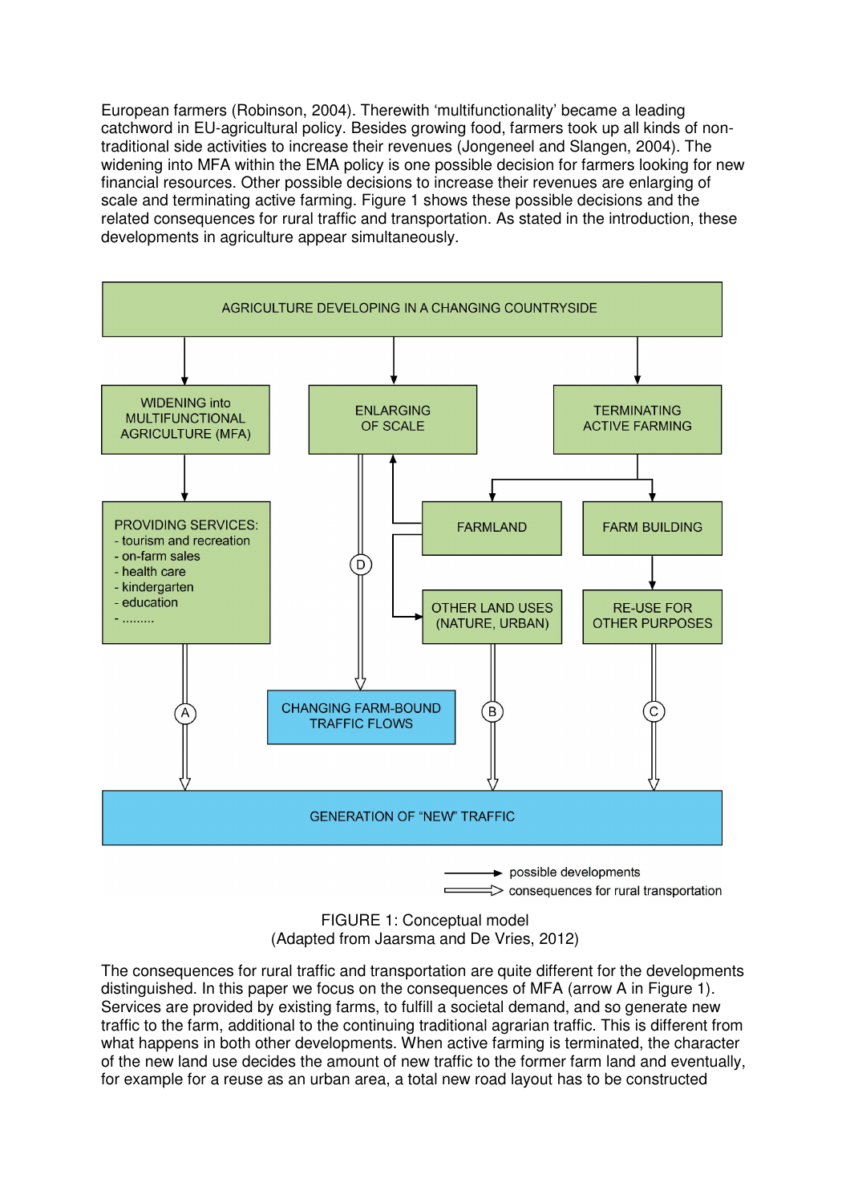European farmers (Robinson, 2004). Therewith 'multifunctionality' became a leading catchword in EU-agricultural policy. Besides growing food, farmers took up all kinds of non-traditional side activities to increase their revenues (Jongeneel and Slangen, 2004). The widening into MFA within the EMA policy is one possible decision for farmers looking for new financial resources. Other possible decisions to increase their revenues are enlarging of scale and terminating active farming. Figure 1 shows these possible decisions and the related consequences for rural traffic and transportation. As stated in the introduction, these developments in agriculture appear simultaneously.

FIGURE 1: Conceptual model
(Adapted from Jaarsma and De Vries, 2012)

The consequences for rural traffic and transportation are quite different for the developments distinguished. In this paper we focus on the consequences of MFA (arrow A in Figure 1). Services are provided by existing farms, to fulfill a societal demand, and so generate new traffic to the farm, additional to the continuing traditional agrarian traffic. This is different from what happens in both other developments. When active farming is terminated, the character of the new land use decides the amount of new traffic to the former farm land and eventually, for example for a reuse as an urban area, a total new road layout has to be constructed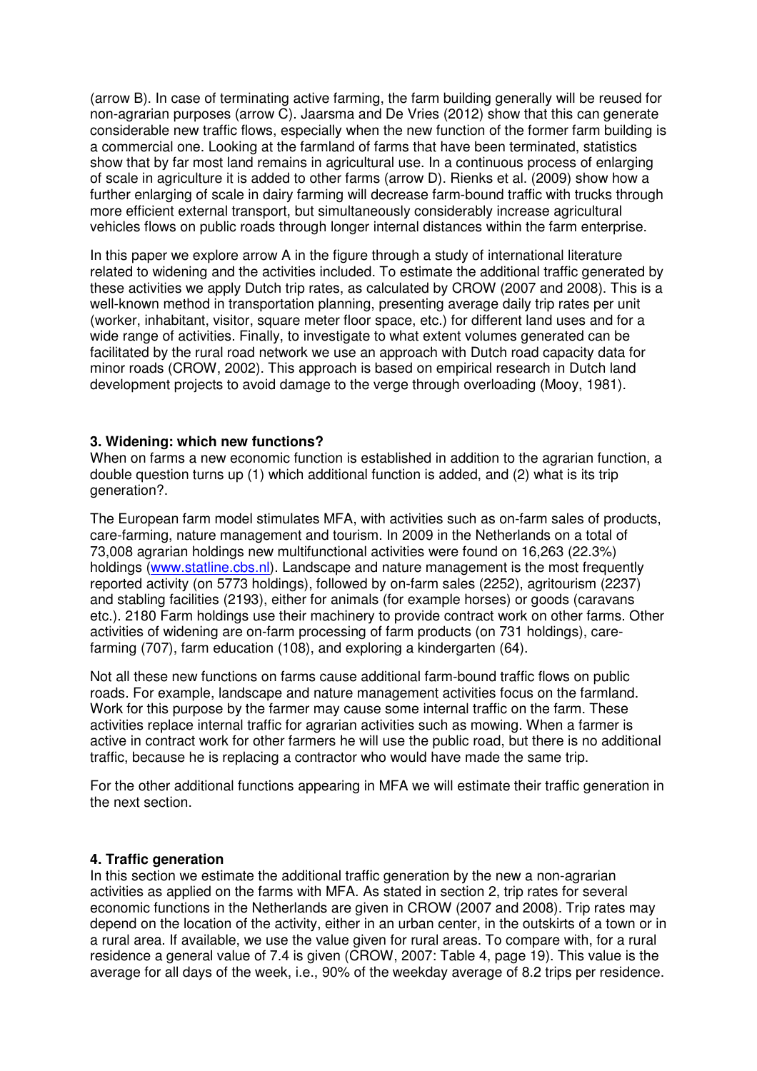(arrow B). In case of terminating active farming, the farm building generally will be reused for non-agrarian purposes (arrow C). Jaarsma and De Vries (2012) show that this can generate considerable new traffic flows, especially when the new function of the former farm building is a commercial one. Looking at the farmland of farms that have been terminated, statistics show that by far most land remains in agricultural use. In a continuous process of enlarging of scale in agriculture it is added to other farms (arrow D). Rienks et al. (2009) show how a further enlarging of scale in dairy farming will decrease farm-bound traffic with trucks through more efficient external transport, but simultaneously considerably increase agricultural vehicles flows on public roads through longer internal distances within the farm enterprise.

In this paper we explore arrow A in the figure through a study of international literature related to widening and the activities included. To estimate the additional traffic generated by these activities we apply Dutch trip rates, as calculated by CROW (2007 and 2008). This is a well-known method in transportation planning, presenting average daily trip rates per unit (worker, inhabitant, visitor, square meter floor space, etc.) for different land uses and for a wide range of activities. Finally, to investigate to what extent volumes generated can be facilitated by the rural road network we use an approach with Dutch road capacity data for minor roads (CROW, 2002). This approach is based on empirical research in Dutch land development projects to avoid damage to the verge through overloading (Mooy, 1981).

### 3. Widening: which new functions?

When on farms a new economic function is established in addition to the agrarian function, a double question turns up (1) which additional function is added, and (2) what is its trip generation?.

The European farm model stimulates MFA, with activities such as on-farm sales of products, care-farming, nature management and tourism. In 2009 in the Netherlands on a total of 73,008 agrarian holdings new multifunctional activities were found on 16,263 (22.3%) holdings (www.statline.cbs.nl). Landscape and nature management is the most frequently reported activity (on 5773 holdings), followed by on-farm sales (2252), agritourism (2237) and stabling facilities (2193), either for animals (for example horses) or goods (caravans etc.). 2180 Farm holdings use their machinery to provide contract work on other farms. Other activities of widening are on-farm processing of farm products (on 731 holdings), care-farming (707), farm education (108), and exploring a kindergarten (64).

Not all these new functions on farms cause additional farm-bound traffic flows on public roads. For example, landscape and nature management activities focus on the farmland. Work for this purpose by the farmer may cause some internal traffic on the farm. These activities replace internal traffic for agrarian activities such as mowing. When a farmer is active in contract work for other farmers he will use the public road, but there is no additional traffic, because he is replacing a contractor who would have made the same trip.

For the other additional functions appearing in MFA we will estimate their traffic generation in the next section.

### 4. Traffic generation

In this section we estimate the additional traffic generation by the new a non-agrarian activities as applied on the farms with MFA. As stated in section 2, trip rates for several economic functions in the Netherlands are given in CROW (2007 and 2008). Trip rates may depend on the location of the activity, either in an urban center, in the outskirts of a town or in a rural area. If available, we use the value given for rural areas. To compare with, for a rural residence a general value of 7.4 is given (CROW, 2007: Table 4, page 19). This value is the average for all days of the week, i.e., 90% of the weekday average of 8.2 trips per residence.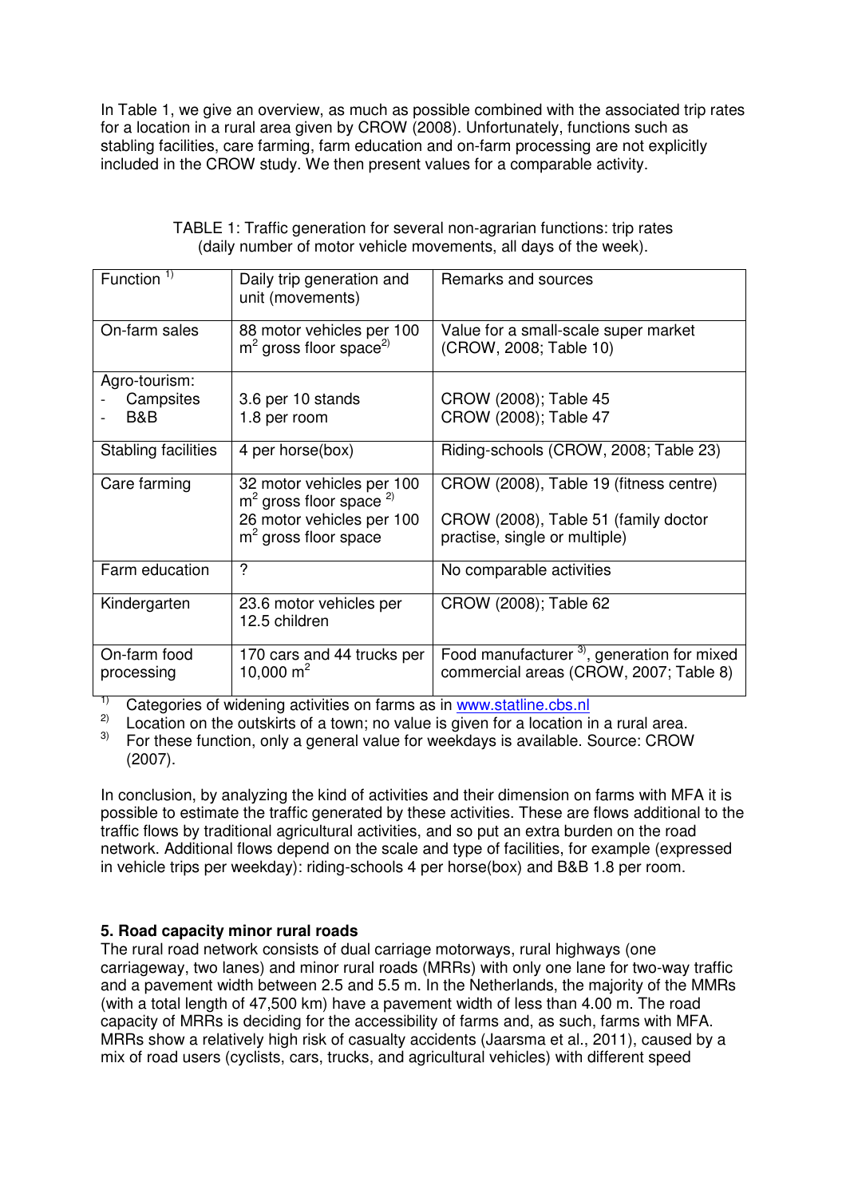In Table 1, we give an overview, as much as possible combined with the associated trip rates for a location in a rural area given by CROW (2008). Unfortunately, functions such as stabling facilities, care farming, farm education and on-farm processing are not explicitly included in the CROW study. We then present values for a comparable activity.

TABLE 1: Traffic generation for several non-agrarian functions: trip rates (daily number of motor vehicle movements, all days of the week).

| Function [1] | Daily trip generation and unit (movements) | Remarks and sources |
|---|---|---|
| On-farm sales | 88 motor vehicles per 100 $m^2$ gross floor space[2] | Value for a small-scale super market (CROW, 2008; Table 10) |
| Agro-tourism:<br>- Campsites<br>- B&B | <br>3.6 per 10 stands<br>1.8 per room | <br>CROW (2008); Table 45<br>CROW (2008); Table 47 |
| Stabling facilities | 4 per horse(box) | Riding-schools (CROW, 2008; Table 23) |
| Care farming | 32 motor vehicles per 100 $m^2$ gross floor space [2]<br>26 motor vehicles per 100 $m^2$ gross floor space | CROW (2008), Table 19 (fitness centre)<br>CROW (2008), Table 51 (family doctor practise, single or multiple) |
| Farm education | ? | No comparable activities |
| Kindergarten | 23.6 motor vehicles per 12.5 children | CROW (2008); Table 62 |
| On-farm food processing | 170 cars and 44 trucks per 10,000 $m^2$ | Food manufacturer [3], generation for mixed commercial areas (CROW, 2007; Table 8) |

[1] Categories of widening activities on farms as in www.statline.cbs.nl
[2] Location on the outskirts of a town; no value is given for a location in a rural area.
[3] For these function, only a general value for weekdays is available. Source: CROW (2007).

In conclusion, by analyzing the kind of activities and their dimension on farms with MFA it is possible to estimate the traffic generated by these activities. These are flows additional to the traffic flows by traditional agricultural activities, and so put an extra burden on the road network. Additional flows depend on the scale and type of facilities, for example (expressed in vehicle trips per weekday): riding-schools 4 per horse(box) and B&B 1.8 per room.

## 5. Road capacity minor rural roads

The rural road network consists of dual carriage motorways, rural highways (one carriageway, two lanes) and minor rural roads (MRRs) with only one lane for two-way traffic and a pavement width between 2.5 and 5.5 m. In the Netherlands, the majority of the MMRs (with a total length of 47,500 km) have a pavement width of less than 4.00 m. The road capacity of MRRs is deciding for the accessibility of farms and, as such, farms with MFA. MRRs show a relatively high risk of casualty accidents (Jaarsma et al., 2011), caused by a mix of road users (cyclists, cars, trucks, and agricultural vehicles) with different speed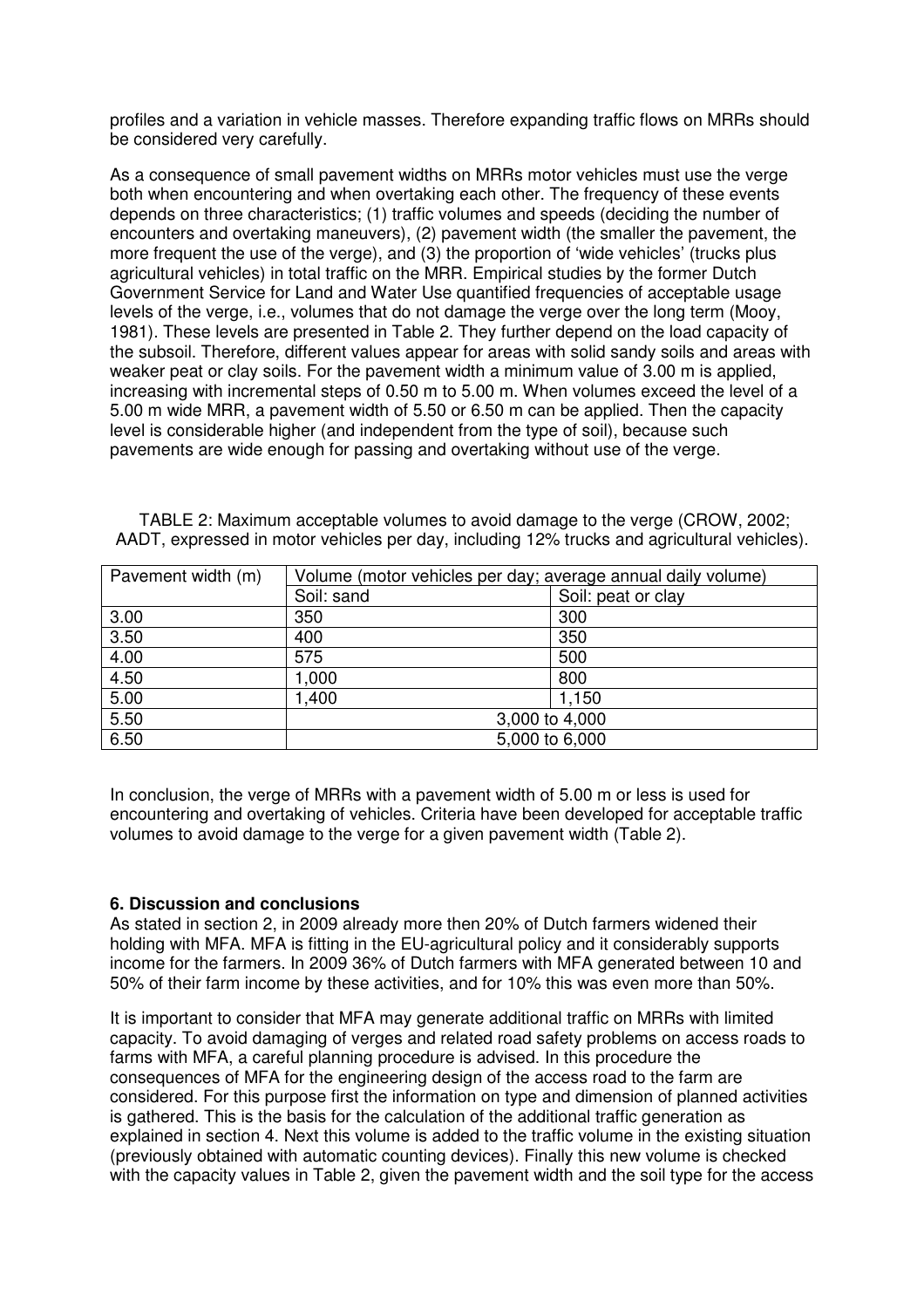profiles and a variation in vehicle masses. Therefore expanding traffic flows on MRRs should be considered very carefully.

As a consequence of small pavement widths on MRRs motor vehicles must use the verge both when encountering and when overtaking each other. The frequency of these events depends on three characteristics; (1) traffic volumes and speeds (deciding the number of encounters and overtaking maneuvers), (2) pavement width (the smaller the pavement, the more frequent the use of the verge), and (3) the proportion of 'wide vehicles' (trucks plus agricultural vehicles) in total traffic on the MRR. Empirical studies by the former Dutch Government Service for Land and Water Use quantified frequencies of acceptable usage levels of the verge, i.e., volumes that do not damage the verge over the long term (Mooy, 1981). These levels are presented in Table 2. They further depend on the load capacity of the subsoil. Therefore, different values appear for areas with solid sandy soils and areas with weaker peat or clay soils. For the pavement width a minimum value of 3.00 m is applied, increasing with incremental steps of 0.50 m to 5.00 m. When volumes exceed the level of a 5.00 m wide MRR, a pavement width of 5.50 or 6.50 m can be applied. Then the capacity level is considerable higher (and independent from the type of soil), because such pavements are wide enough for passing and overtaking without use of the verge.

TABLE 2: Maximum acceptable volumes to avoid damage to the verge (CROW, 2002; AADT, expressed in motor vehicles per day, including 12% trucks and agricultural vehicles).

| Pavement width (m) | Volume (motor vehicles per day; average annual daily volume) | |
|---|---|---|
| | Soil: sand | Soil: peat or clay |
| 3.00 | 350 | 300 |
| 3.50 | 400 | 350 |
| 4.00 | 575 | 500 |
| 4.50 | 1,000 | 800 |
| 5.00 | 1,400 | 1,150 |
| 5.50 | 3,000 to 4,000 | |
| 6.50 | 5,000 to 6,000 | |

In conclusion, the verge of MRRs with a pavement width of 5.00 m or less is used for encountering and overtaking of vehicles. Criteria have been developed for acceptable traffic volumes to avoid damage to the verge for a given pavement width (Table 2).

## 6. Discussion and conclusions

As stated in section 2, in 2009 already more then 20% of Dutch farmers widened their holding with MFA. MFA is fitting in the EU-agricultural policy and it considerably supports income for the farmers. In 2009 36% of Dutch farmers with MFA generated between 10 and 50% of their farm income by these activities, and for 10% this was even more than 50%.

It is important to consider that MFA may generate additional traffic on MRRs with limited capacity. To avoid damaging of verges and related road safety problems on access roads to farms with MFA, a careful planning procedure is advised. In this procedure the consequences of MFA for the engineering design of the access road to the farm are considered. For this purpose first the information on type and dimension of planned activities is gathered. This is the basis for the calculation of the additional traffic generation as explained in section 4. Next this volume is added to the traffic volume in the existing situation (previously obtained with automatic counting devices). Finally this new volume is checked with the capacity values in Table 2, given the pavement width and the soil type for the access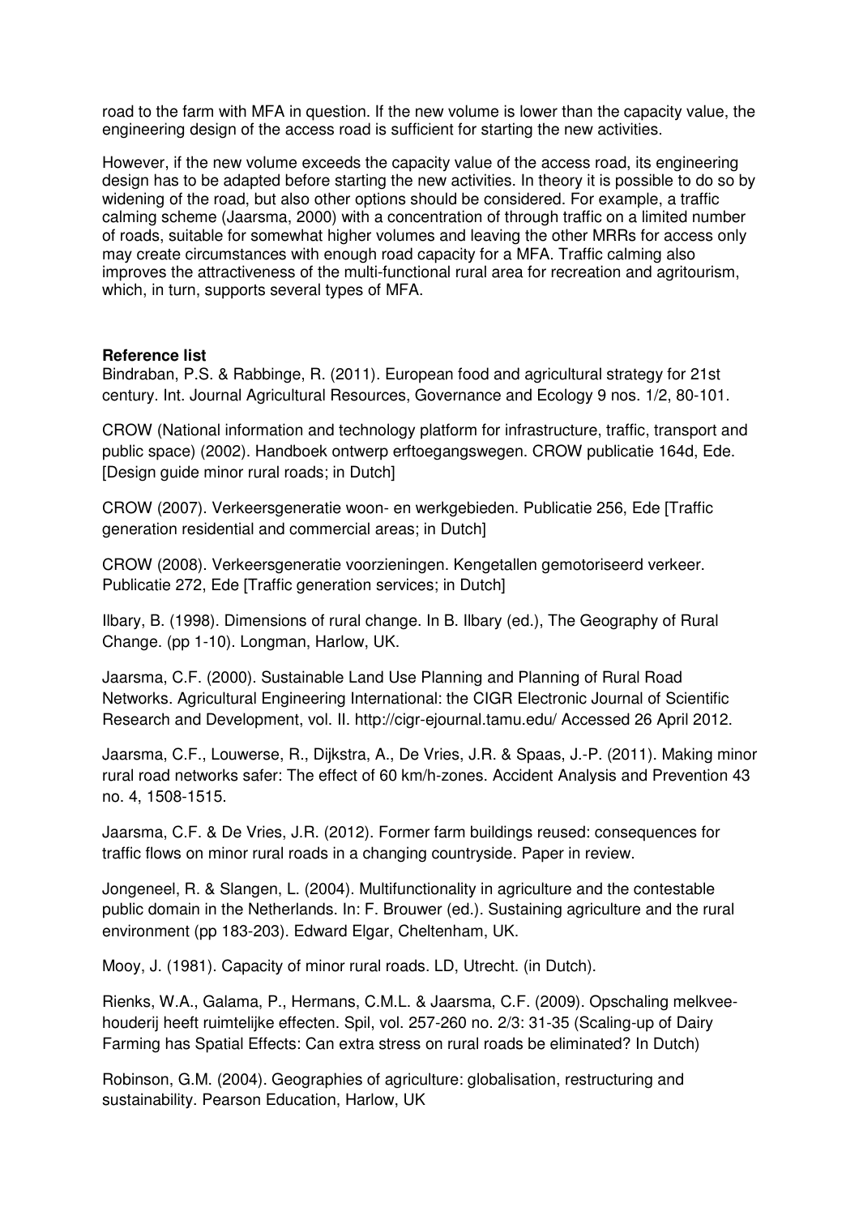road to the farm with MFA in question. If the new volume is lower than the capacity value, the engineering design of the access road is sufficient for starting the new activities.

However, if the new volume exceeds the capacity value of the access road, its engineering design has to be adapted before starting the new activities. In theory it is possible to do so by widening of the road, but also other options should be considered. For example, a traffic calming scheme (Jaarsma, 2000) with a concentration of through traffic on a limited number of roads, suitable for somewhat higher volumes and leaving the other MRRs for access only may create circumstances with enough road capacity for a MFA. Traffic calming also improves the attractiveness of the multi-functional rural area for recreation and agritourism, which, in turn, supports several types of MFA.

**Reference list**

Bindraban, P.S. & Rabbinge, R. (2011). European food and agricultural strategy for 21st century. Int. Journal Agricultural Resources, Governance and Ecology 9 nos. 1/2, 80-101.

CROW (National information and technology platform for infrastructure, traffic, transport and public space) (2002). Handboek ontwerp erftoegangswegen. CROW publicatie 164d, Ede. [Design guide minor rural roads; in Dutch]

CROW (2007). Verkeersgeneratie woon- en werkgebieden. Publicatie 256, Ede [Traffic generation residential and commercial areas; in Dutch]

CROW (2008). Verkeersgeneratie voorzieningen. Kengetallen gemotoriseerd verkeer. Publicatie 272, Ede [Traffic generation services; in Dutch]

Ilbary, B. (1998). Dimensions of rural change. In B. Ilbary (ed.), The Geography of Rural Change. (pp 1-10). Longman, Harlow, UK.

Jaarsma, C.F. (2000). Sustainable Land Use Planning and Planning of Rural Road Networks. Agricultural Engineering International: the CIGR Electronic Journal of Scientific Research and Development, vol. II. http://cigr-ejournal.tamu.edu/ Accessed 26 April 2012.

Jaarsma, C.F., Louwerse, R., Dijkstra, A., De Vries, J.R. & Spaas, J.-P. (2011). Making minor rural road networks safer: The effect of 60 km/h-zones. Accident Analysis and Prevention 43 no. 4, 1508-1515.

Jaarsma, C.F. & De Vries, J.R. (2012). Former farm buildings reused: consequences for traffic flows on minor rural roads in a changing countryside. Paper in review.

Jongeneel, R. & Slangen, L. (2004). Multifunctionality in agriculture and the contestable public domain in the Netherlands. In: F. Brouwer (ed.). Sustaining agriculture and the rural environment (pp 183-203). Edward Elgar, Cheltenham, UK.

Mooy, J. (1981). Capacity of minor rural roads. LD, Utrecht. (in Dutch).

Rienks, W.A., Galama, P., Hermans, C.M.L. & Jaarsma, C.F. (2009). Opschaling melkveehouderij heeft ruimtelijke effecten. Spil, vol. 257-260 no. 2/3: 31-35 (Scaling-up of Dairy Farming has Spatial Effects: Can extra stress on rural roads be eliminated? In Dutch)

Robinson, G.M. (2004). Geographies of agriculture: globalisation, restructuring and sustainability. Pearson Education, Harlow, UK